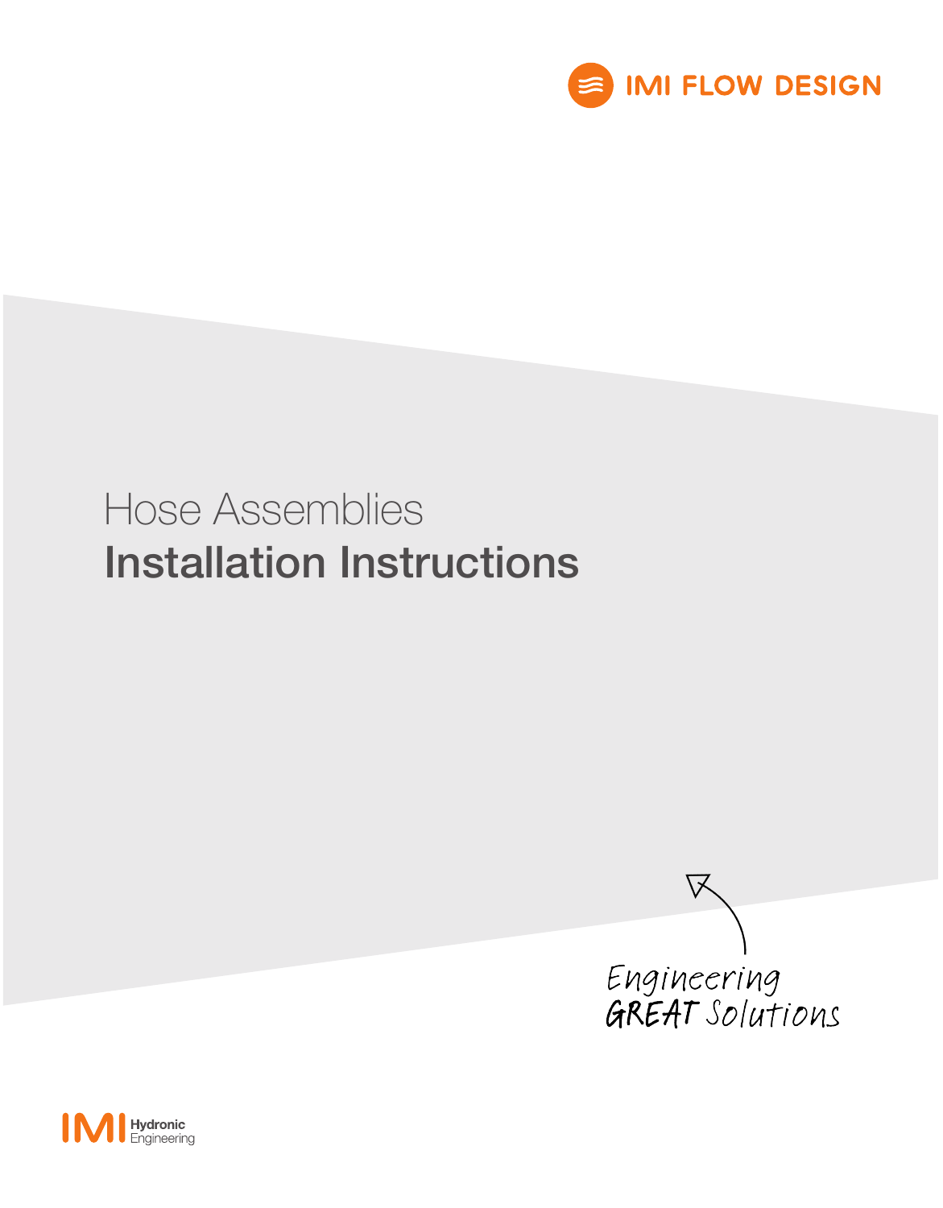IMI FLOW DESIGN

# Hose Assemblies

# Installation Instructions

Engineering GREAT Solutions

IMI Hydronic Engineering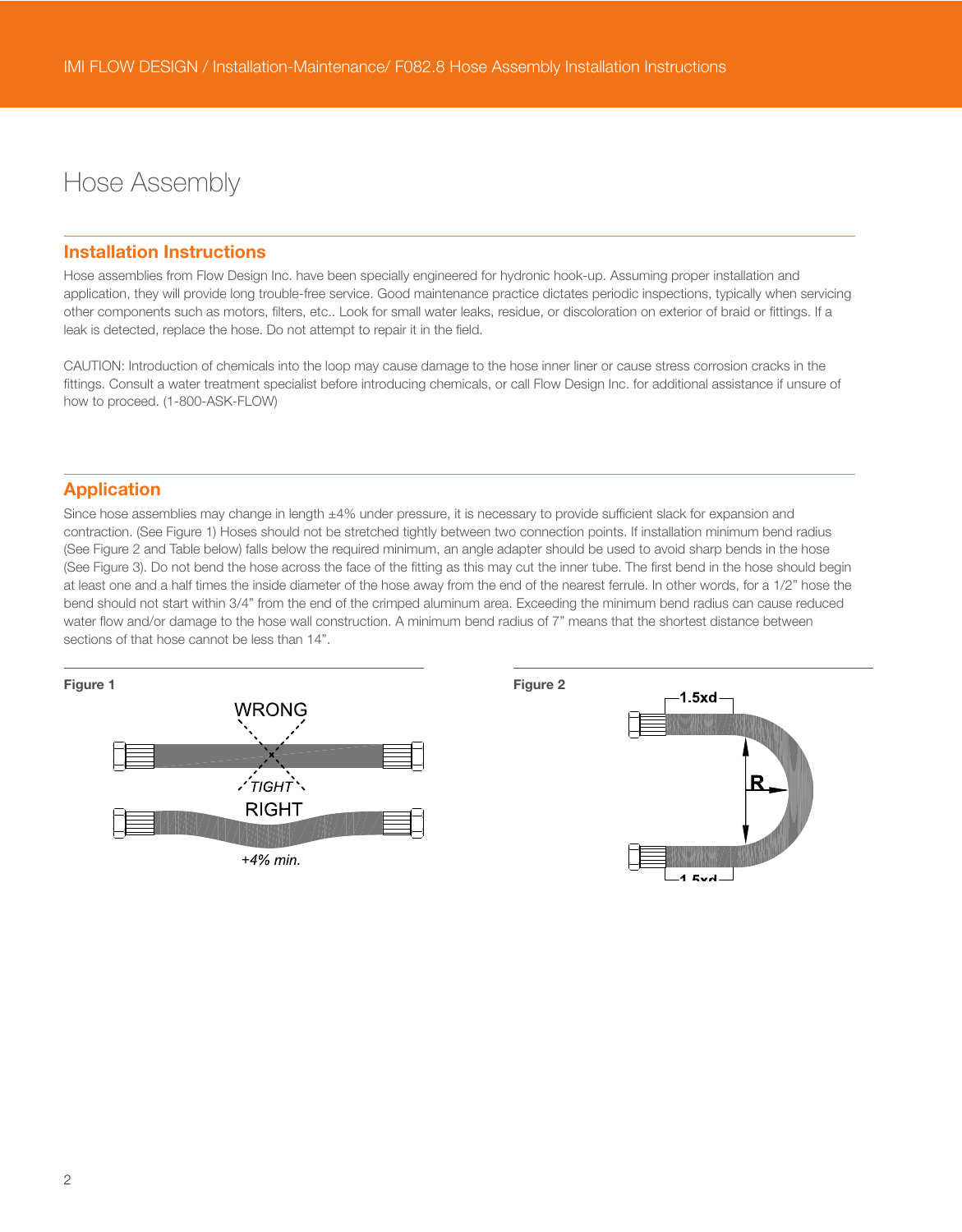# Hose Assembly

## Installation Instructions

Hose assemblies from Flow Design Inc. have been specially engineered for hydronic hook-up. Assuming proper installation and application, they will provide long trouble-free service. Good maintenance practice dictates periodic inspections, typically when servicing other components such as motors, filters, etc.. Look for small water leaks, residue, or discoloration on exterior of braid or fittings. If a leak is detected, replace the hose. Do not attempt to repair it in the field.

CAUTION: Introduction of chemicals into the loop may cause damage to the hose inner liner or cause stress corrosion cracks in the fittings. Consult a water treatment specialist before introducing chemicals, or call Flow Design Inc. for additional assistance if unsure of how to proceed. (1-800-ASK-FLOW)

## Application

Since hose assemblies may change in length ±4% under pressure, it is necessary to provide sufficient slack for expansion and contraction. (See Figure 1) Hoses should not be stretched tightly between two connection points. If installation minimum bend radius (See Figure 2 and Table below) falls below the required minimum, an angle adapter should be used to avoid sharp bends in the hose (See Figure 3). Do not bend the hose across the face of the fitting as this may cut the inner tube. The first bend in the hose should begin at least one and a half times the inside diameter of the hose away from the end of the nearest ferrule. In other words, for a 1/2" hose the bend should not start within 3/4" from the end of the crimped aluminum area. Exceeding the minimum bend radius can cause reduced water flow and/or damage to the hose wall construction. A minimum bend radius of 7" means that the shortest distance between sections of that hose cannot be less than 14".

**Figure 1**

WRONG

*TIGHT*

RIGHT

*+4% min.*

**Figure 2**

1.5xd

R

1.5xd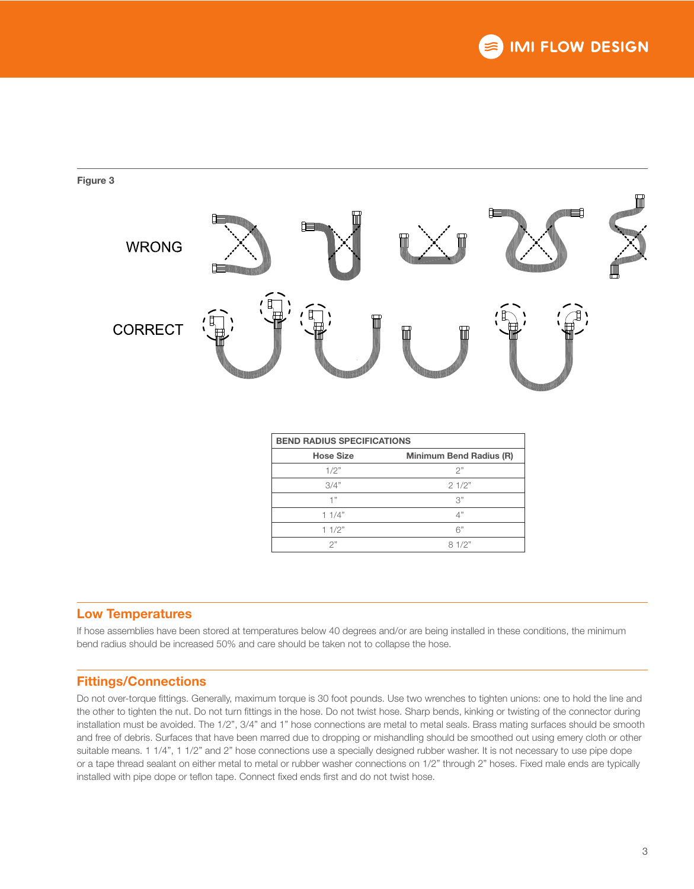Figure 3

WRONG

CORRECT

| BEND RADIUS SPECIFICATIONS | |
|---|---|
| **Hose Size** | **Minimum Bend Radius (R)** |
| 1/2" | 2" |
| 3/4" | 2 1/2" |
| 1" | 3" |
| 1 1/4" | 4" |
| 1 1/2" | 6" |
| 2" | 8 1/2" |

## Low Temperatures

If hose assemblies have been stored at temperatures below 40 degrees and/or are being installed in these conditions, the minimum bend radius should be increased 50% and care should be taken not to collapse the hose.

## Fittings/Connections

Do not over-torque fittings. Generally, maximum torque is 30 foot pounds. Use two wrenches to tighten unions: one to hold the line and the other to tighten the nut. Do not turn fittings in the hose. Do not twist hose. Sharp bends, kinking or twisting of the connector during installation must be avoided. The 1/2", 3/4" and 1" hose connections are metal to metal seals. Brass mating surfaces should be smooth and free of debris. Surfaces that have been marred due to dropping or mishandling should be smoothed out using emery cloth or other suitable means. 1 1/4", 1 1/2" and 2" hose connections use a specially designed rubber washer. It is not necessary to use pipe dope or a tape thread sealant on either metal to metal or rubber washer connections on 1/2" through 2" hoses. Fixed male ends are typically installed with pipe dope or teflon tape. Connect fixed ends first and do not twist hose.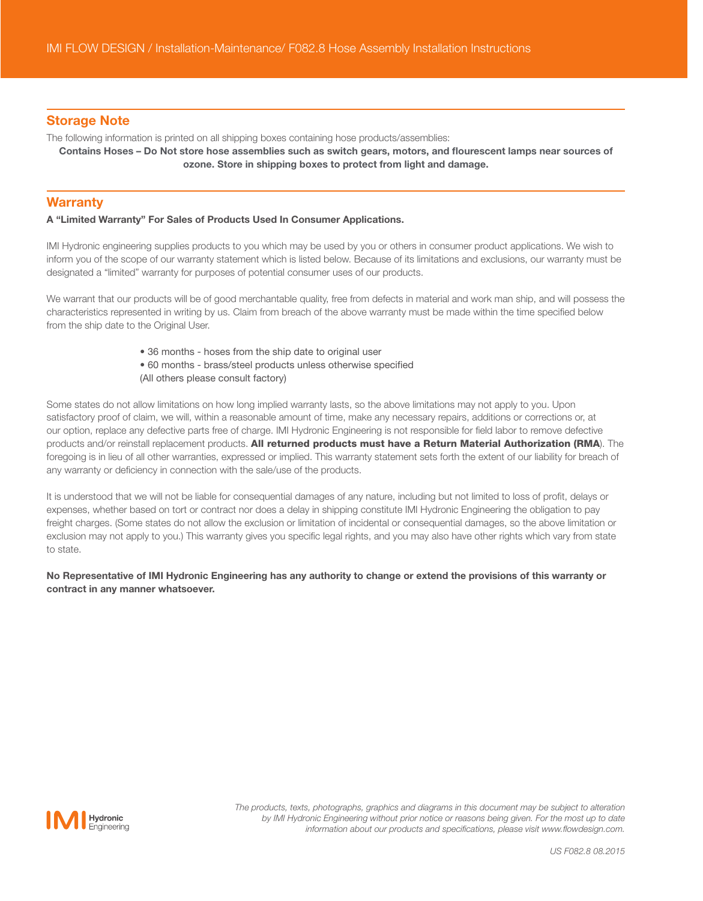## Storage Note

The following information is printed on all shipping boxes containing hose products/assemblies:

**Contains Hoses – Do Not store hose assemblies such as switch gears, motors, and flourescent lamps near sources of ozone. Store in shipping boxes to protect from light and damage.**

## Warranty

**A "Limited Warranty" For Sales of Products Used In Consumer Applications.**

IMI Hydronic engineering supplies products to you which may be used by you or others in consumer product applications. We wish to inform you of the scope of our warranty statement which is listed below. Because of its limitations and exclusions, our warranty must be designated a "limited" warranty for purposes of potential consumer uses of our products.

We warrant that our products will be of good merchantable quality, free from defects in material and work man ship, and will possess the characteristics represented in writing by us. Claim from breach of the above warranty must be made within the time specified below from the ship date to the Original User.

- 36 months - hoses from the ship date to original user
- 60 months - brass/steel products unless otherwise specified

(All others please consult factory)

Some states do not allow limitations on how long implied warranty lasts, so the above limitations may not apply to you. Upon satisfactory proof of claim, we will, within a reasonable amount of time, make any necessary repairs, additions or corrections or, at our option, replace any defective parts free of charge. IMI Hydronic Engineering is not responsible for field labor to remove defective products and/or reinstall replacement products. **All returned products must have a Return Material Authorization (RMA**). The foregoing is in lieu of all other warranties, expressed or implied. This warranty statement sets forth the extent of our liability for breach of any warranty or deficiency in connection with the sale/use of the products.

It is understood that we will not be liable for consequential damages of any nature, including but not limited to loss of profit, delays or expenses, whether based on tort or contract nor does a delay in shipping constitute IMI Hydronic Engineering the obligation to pay freight charges. (Some states do not allow the exclusion or limitation of incidental or consequential damages, so the above limitation or exclusion may not apply to you.) This warranty gives you specific legal rights, and you may also have other rights which vary from state to state.

**No Representative of IMI Hydronic Engineering has any authority to change or extend the provisions of this warranty or contract in any manner whatsoever.**

*The products, texts, photographs, graphics and diagrams in this document may be subject to alteration by IMI Hydronic Engineering without prior notice or reasons being given. For the most up to date information about our products and specifications, please visit www.flowdesign.com.*

US F082.8 08.2015